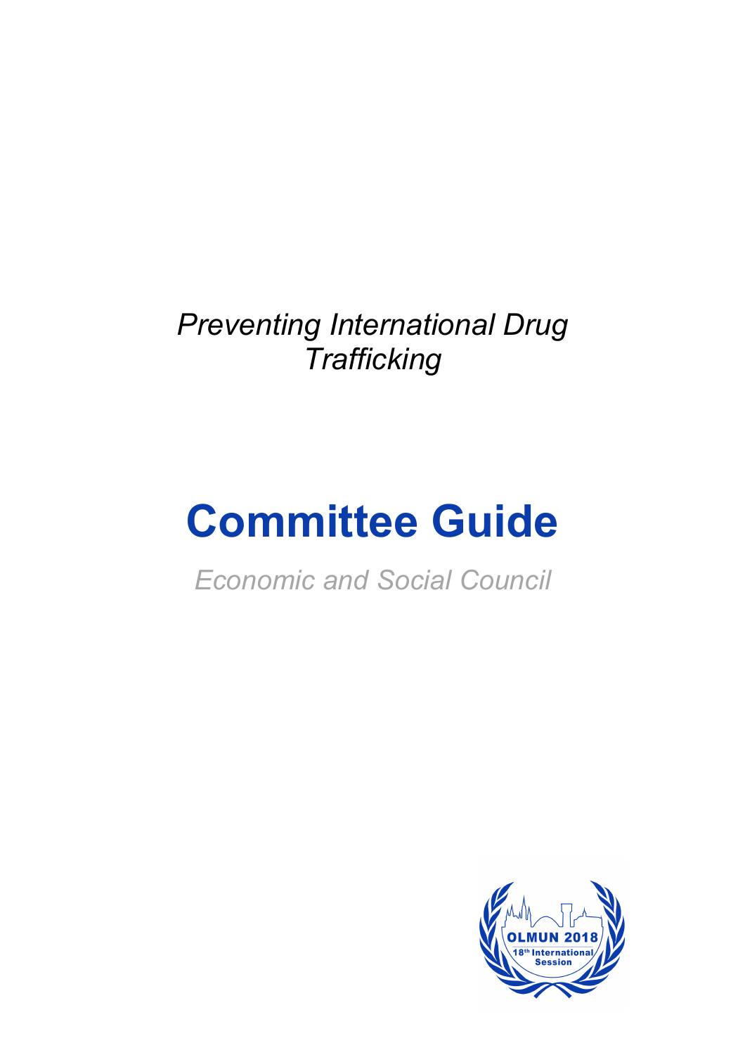*Preventing International Drug Trafficking*

# Committee Guide

*Economic and Social Council*

OLMUN 2018
18th International Session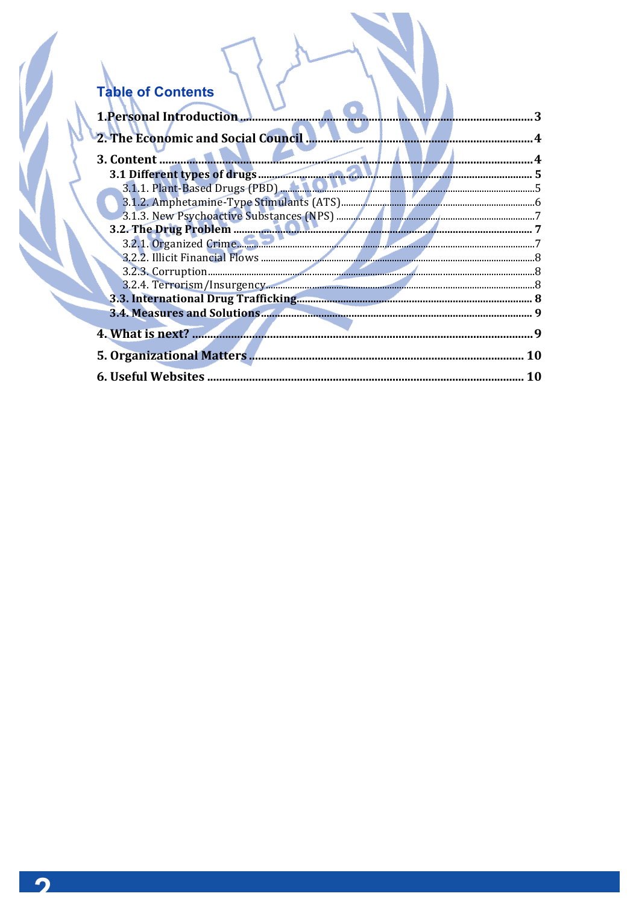## Table of Contents

**1.Personal Introduction** ... 3

**2. The Economic and Social Council** ... 4

**3. Content** ... 4

- **3.1 Different types of drugs** ... 5
  - 3.1.1. Plant-Based Drugs (PBD) ... 5
  - 3.1.2. Amphetamine-Type Stimulants (ATS) ... 6
  - 3.1.3. New Psychoactive Substances (NPS) ... 7
- **3.2. The Drug Problem** ... 7
  - 3.2.1. Organized Crime ... 7
  - 3.2.2. Illicit Financial Flows ... 8
  - 3.2.3. Corruption ... 8
  - 3.2.4. Terrorism/Insurgency ... 8
- **3.3. International Drug Trafficking** ... 8
- **3.4. Measures and Solutions** ... 9

**4. What is next?** ... 9

**5. Organizational Matters** ... 10

**6. Useful Websites** ... 10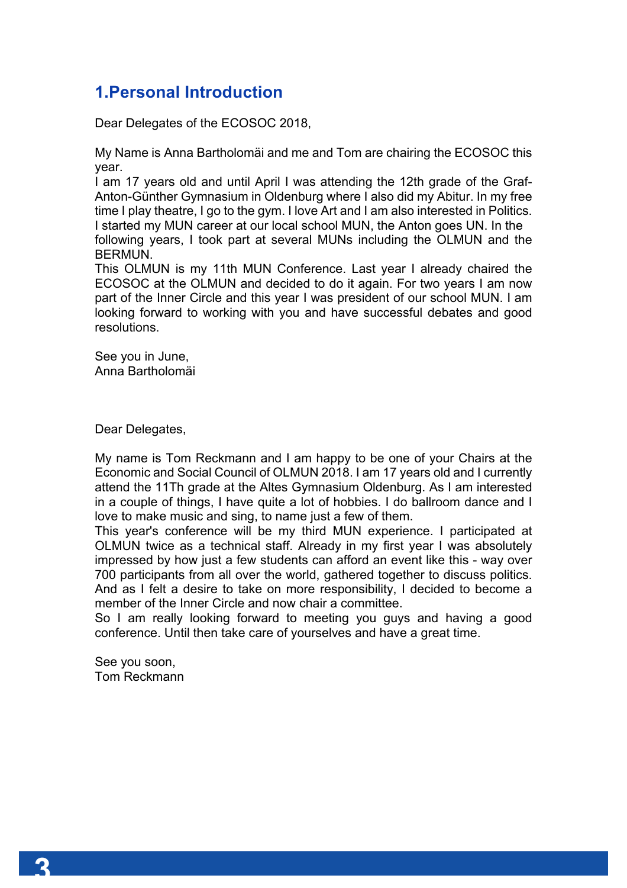## 1.Personal Introduction

Dear Delegates of the ECOSOC 2018,

My Name is Anna Bartholomäi and me and Tom are chairing the ECOSOC this year.
I am 17 years old and until April I was attending the 12th grade of the Graf-Anton-Günther Gymnasium in Oldenburg where I also did my Abitur. In my free time I play theatre, I go to the gym. I love Art and I am also interested in Politics. I started my MUN career at our local school MUN, the Anton goes UN. In the following years, I took part at several MUNs including the OLMUN and the BERMUN.
This OLMUN is my 11th MUN Conference. Last year I already chaired the ECOSOC at the OLMUN and decided to do it again. For two years I am now part of the Inner Circle and this year I was president of our school MUN. I am looking forward to working with you and have successful debates and good resolutions.

See you in June,
Anna Bartholomäi

Dear Delegates,

My name is Tom Reckmann and I am happy to be one of your Chairs at the Economic and Social Council of OLMUN 2018. I am 17 years old and I currently attend the 11Th grade at the Altes Gymnasium Oldenburg. As I am interested in a couple of things, I have quite a lot of hobbies. I do ballroom dance and I love to make music and sing, to name just a few of them.
This year's conference will be my third MUN experience. I participated at OLMUN twice as a technical staff. Already in my first year I was absolutely impressed by how just a few students can afford an event like this - way over 700 participants from all over the world, gathered together to discuss politics. And as I felt a desire to take on more responsibility, I decided to become a member of the Inner Circle and now chair a committee.
So I am really looking forward to meeting you guys and having a good conference. Until then take care of yourselves and have a great time.

See you soon,
Tom Reckmann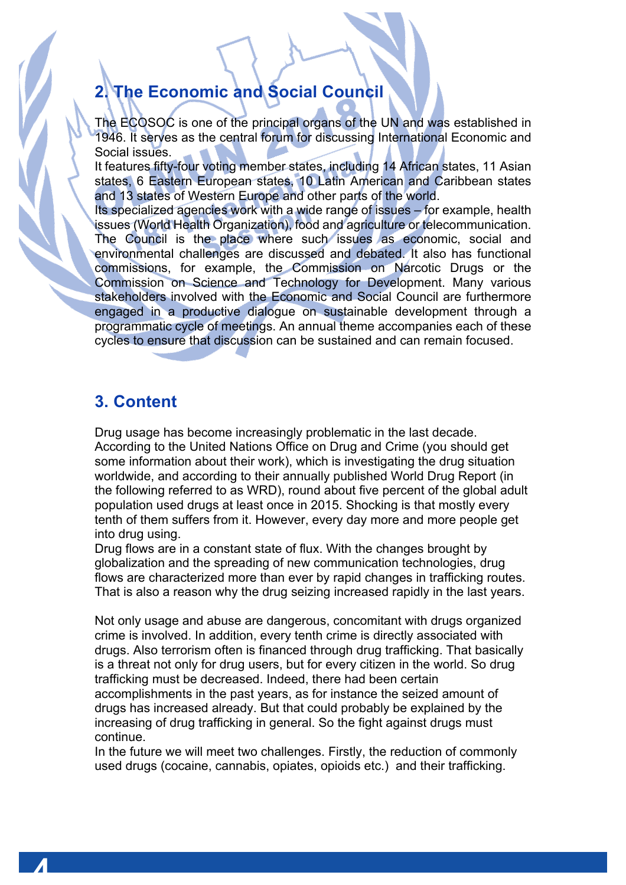## 2. The Economic and Social Council

The ECOSOC is one of the principal organs of the UN and was established in 1946. It serves as the central forum for discussing International Economic and Social issues.
It features fifty-four voting member states, including 14 African states, 11 Asian states, 6 Eastern European states, 10 Latin American and Caribbean states and 13 states of Western Europe and other parts of the world.
Its specialized agencies work with a wide range of issues – for example, health issues (World Health Organization), food and agriculture or telecommunication. The Council is the place where such issues as economic, social and environmental challenges are discussed and debated. It also has functional commissions, for example, the Commission on Narcotic Drugs or the Commission on Science and Technology for Development. Many various stakeholders involved with the Economic and Social Council are furthermore engaged in a productive dialogue on sustainable development through a programmatic cycle of meetings. An annual theme accompanies each of these cycles to ensure that discussion can be sustained and can remain focused.

## 3. Content

Drug usage has become increasingly problematic in the last decade. According to the United Nations Office on Drug and Crime (you should get some information about their work), which is investigating the drug situation worldwide, and according to their annually published World Drug Report (in the following referred to as WRD), round about five percent of the global adult population used drugs at least once in 2015. Shocking is that mostly every tenth of them suffers from it. However, every day more and more people get into drug using.
Drug flows are in a constant state of flux. With the changes brought by globalization and the spreading of new communication technologies, drug flows are characterized more than ever by rapid changes in trafficking routes. That is also a reason why the drug seizing increased rapidly in the last years.

Not only usage and abuse are dangerous, concomitant with drugs organized crime is involved. In addition, every tenth crime is directly associated with drugs. Also terrorism often is financed through drug trafficking. That basically is a threat not only for drug users, but for every citizen in the world. So drug trafficking must be decreased. Indeed, there had been certain accomplishments in the past years, as for instance the seized amount of drugs has increased already. But that could probably be explained by the increasing of drug trafficking in general. So the fight against drugs must continue.
In the future we will meet two challenges. Firstly, the reduction of commonly used drugs (cocaine, cannabis, opiates, opioids etc.) and their trafficking.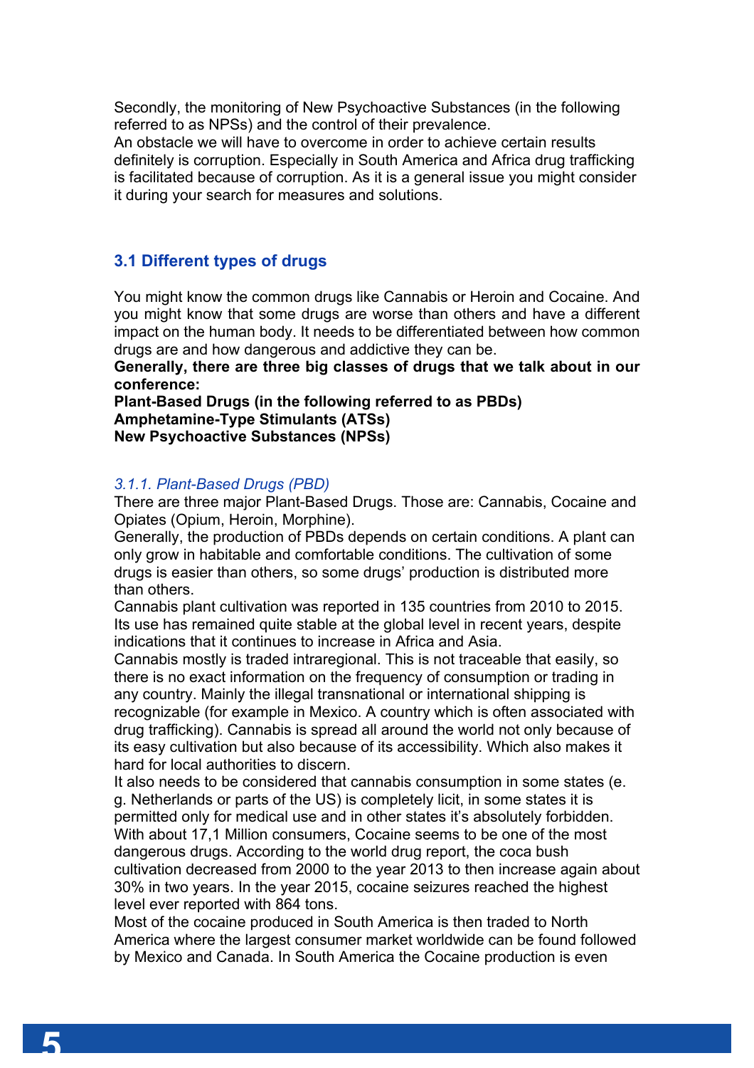Secondly, the monitoring of New Psychoactive Substances (in the following referred to as NPSs) and the control of their prevalence.
An obstacle we will have to overcome in order to achieve certain results definitely is corruption. Especially in South America and Africa drug trafficking is facilitated because of corruption. As it is a general issue you might consider it during your search for measures and solutions.

## 3.1 Different types of drugs

You might know the common drugs like Cannabis or Heroin and Cocaine. And you might know that some drugs are worse than others and have a different impact on the human body. It needs to be differentiated between how common drugs are and how dangerous and addictive they can be.
**Generally, there are three big classes of drugs that we talk about in our conference:**
**Plant-Based Drugs (in the following referred to as PBDs)**
**Amphetamine-Type Stimulants (ATSs)**
**New Psychoactive Substances (NPSs)**

### *3.1.1. Plant-Based Drugs (PBD)*

There are three major Plant-Based Drugs. Those are: Cannabis, Cocaine and Opiates (Opium, Heroin, Morphine).
Generally, the production of PBDs depends on certain conditions. A plant can only grow in habitable and comfortable conditions. The cultivation of some drugs is easier than others, so some drugs' production is distributed more than others.
Cannabis plant cultivation was reported in 135 countries from 2010 to 2015. Its use has remained quite stable at the global level in recent years, despite indications that it continues to increase in Africa and Asia.
Cannabis mostly is traded intraregional. This is not traceable that easily, so there is no exact information on the frequency of consumption or trading in any country. Mainly the illegal transnational or international shipping is recognizable (for example in Mexico. A country which is often associated with drug trafficking). Cannabis is spread all around the world not only because of its easy cultivation but also because of its accessibility. Which also makes it hard for local authorities to discern.
It also needs to be considered that cannabis consumption in some states (e. g. Netherlands or parts of the US) is completely licit, in some states it is permitted only for medical use and in other states it's absolutely forbidden.
With about 17,1 Million consumers, Cocaine seems to be one of the most dangerous drugs. According to the world drug report, the coca bush cultivation decreased from 2000 to the year 2013 to then increase again about 30% in two years. In the year 2015, cocaine seizures reached the highest level ever reported with 864 tons.
Most of the cocaine produced in South America is then traded to North America where the largest consumer market worldwide can be found followed by Mexico and Canada. In South America the Cocaine production is even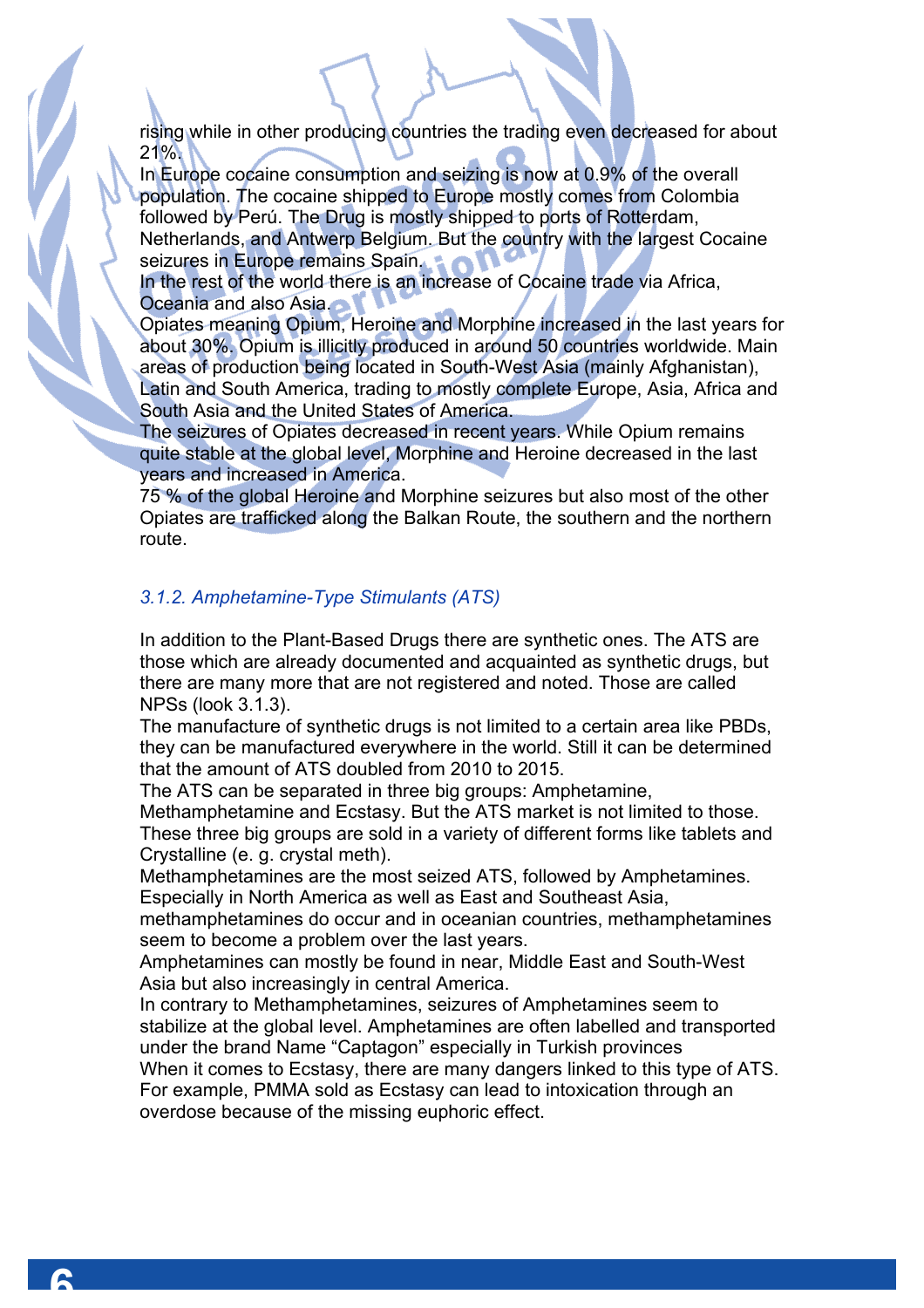rising while in other producing countries the trading even decreased for about 21%.
In Europe cocaine consumption and seizing is now at 0.9% of the overall population. The cocaine shipped to Europe mostly comes from Colombia followed by Perú. The Drug is mostly shipped to ports of Rotterdam, Netherlands, and Antwerp Belgium. But the country with the largest Cocaine seizures in Europe remains Spain.
In the rest of the world there is an increase of Cocaine trade via Africa, Oceania and also Asia.
Opiates meaning Opium, Heroine and Morphine increased in the last years for about 30%. Opium is illicitly produced in around 50 countries worldwide. Main areas of production being located in South-West Asia (mainly Afghanistan), Latin and South America, trading to mostly complete Europe, Asia, Africa and South Asia and the United States of America.
The seizures of Opiates decreased in recent years. While Opium remains quite stable at the global level, Morphine and Heroine decreased in the last years and increased in America.
75 % of the global Heroine and Morphine seizures but also most of the other Opiates are trafficked along the Balkan Route, the southern and the northern route.

### *3.1.2. Amphetamine-Type Stimulants (ATS)*

In addition to the Plant-Based Drugs there are synthetic ones. The ATS are those which are already documented and acquainted as synthetic drugs, but there are many more that are not registered and noted. Those are called NPSs (look 3.1.3).
The manufacture of synthetic drugs is not limited to a certain area like PBDs, they can be manufactured everywhere in the world. Still it can be determined that the amount of ATS doubled from 2010 to 2015.
The ATS can be separated in three big groups: Amphetamine, Methamphetamine and Ecstasy. But the ATS market is not limited to those. These three big groups are sold in a variety of different forms like tablets and Crystalline (e. g. crystal meth).
Methamphetamines are the most seized ATS, followed by Amphetamines. Especially in North America as well as East and Southeast Asia, methamphetamines do occur and in oceanian countries, methamphetamines seem to become a problem over the last years.
Amphetamines can mostly be found in near, Middle East and South-West Asia but also increasingly in central America.
In contrary to Methamphetamines, seizures of Amphetamines seem to stabilize at the global level. Amphetamines are often labelled and transported under the brand Name "Captagon" especially in Turkish provinces
When it comes to Ecstasy, there are many dangers linked to this type of ATS. For example, PMMA sold as Ecstasy can lead to intoxication through an overdose because of the missing euphoric effect.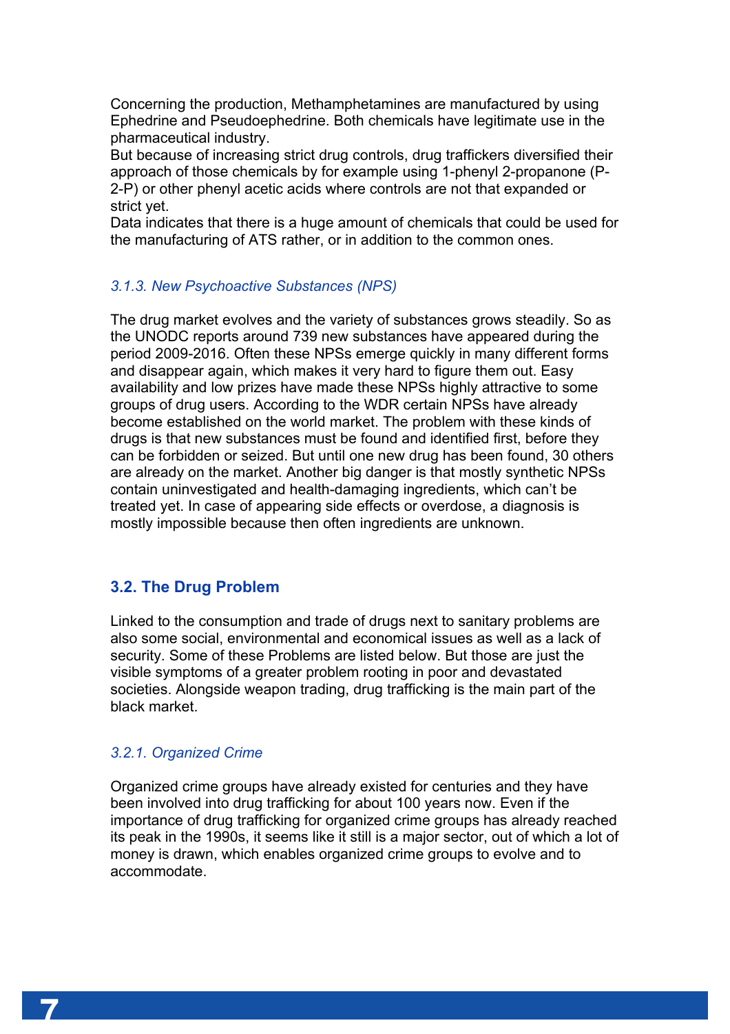Concerning the production, Methamphetamines are manufactured by using Ephedrine and Pseudoephedrine. Both chemicals have legitimate use in the pharmaceutical industry.
But because of increasing strict drug controls, drug traffickers diversified their approach of those chemicals by for example using 1-phenyl 2-propanone (P-2-P) or other phenyl acetic acids where controls are not that expanded or strict yet.
Data indicates that there is a huge amount of chemicals that could be used for the manufacturing of ATS rather, or in addition to the common ones.

### *3.1.3. New Psychoactive Substances (NPS)*

The drug market evolves and the variety of substances grows steadily. So as the UNODC reports around 739 new substances have appeared during the period 2009-2016. Often these NPSs emerge quickly in many different forms and disappear again, which makes it very hard to figure them out. Easy availability and low prizes have made these NPSs highly attractive to some groups of drug users. According to the WDR certain NPSs have already become established on the world market. The problem with these kinds of drugs is that new substances must be found and identified first, before they can be forbidden or seized. But until one new drug has been found, 30 others are already on the market. Another big danger is that mostly synthetic NPSs contain uninvestigated and health-damaging ingredients, which can't be treated yet. In case of appearing side effects or overdose, a diagnosis is mostly impossible because then often ingredients are unknown.

## **3.2. The Drug Problem**

Linked to the consumption and trade of drugs next to sanitary problems are also some social, environmental and economical issues as well as a lack of security. Some of these Problems are listed below. But those are just the visible symptoms of a greater problem rooting in poor and devastated societies. Alongside weapon trading, drug trafficking is the main part of the black market.

### *3.2.1. Organized Crime*

Organized crime groups have already existed for centuries and they have been involved into drug trafficking for about 100 years now. Even if the importance of drug trafficking for organized crime groups has already reached its peak in the 1990s, it seems like it still is a major sector, out of which a lot of money is drawn, which enables organized crime groups to evolve and to accommodate.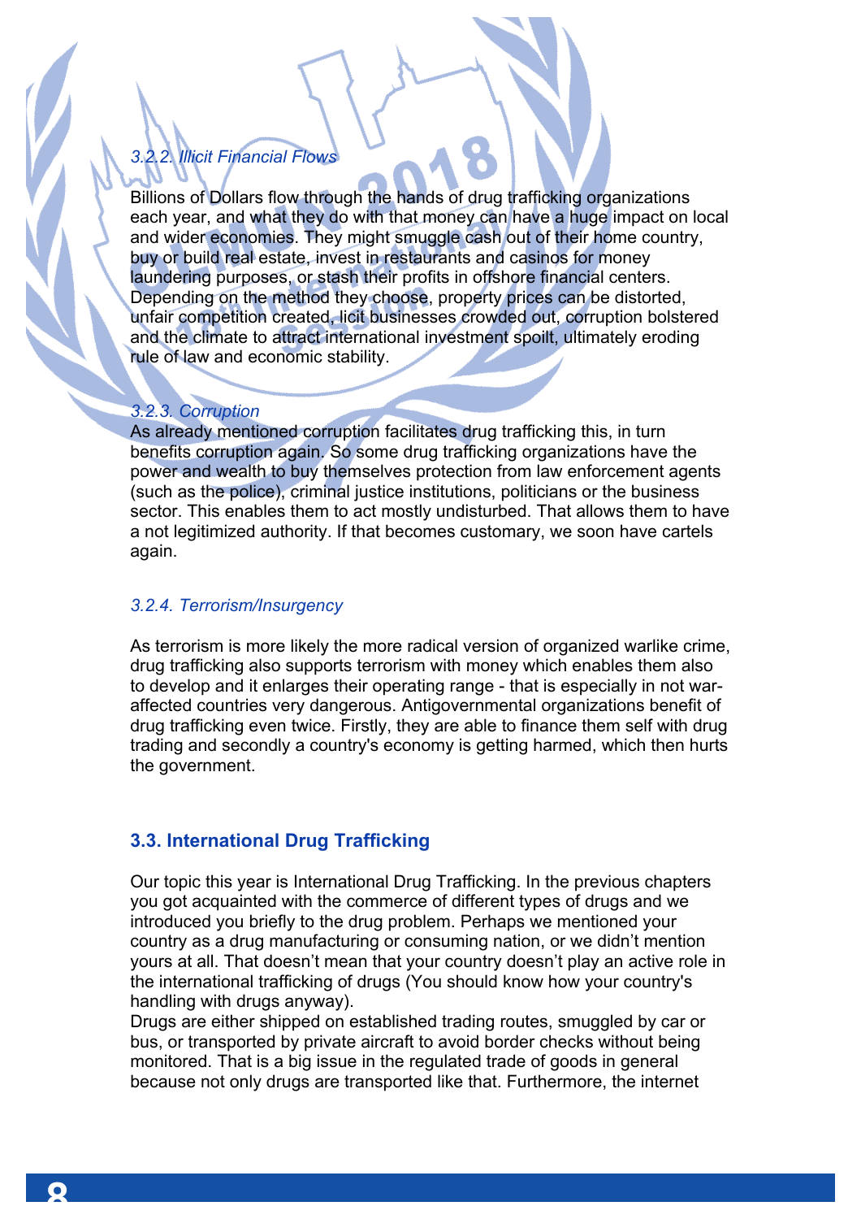### *3.2.2. Illicit Financial Flows*

Billions of Dollars flow through the hands of drug trafficking organizations each year, and what they do with that money can have a huge impact on local and wider economies. They might smuggle cash out of their home country, buy or build real estate, invest in restaurants and casinos for money laundering purposes, or stash their profits in offshore financial centers. Depending on the method they choose, property prices can be distorted, unfair competition created, licit businesses crowded out, corruption bolstered and the climate to attract international investment spoilt, ultimately eroding rule of law and economic stability.

### *3.2.3. Corruption*

As already mentioned corruption facilitates drug trafficking this, in turn benefits corruption again. So some drug trafficking organizations have the power and wealth to buy themselves protection from law enforcement agents (such as the police), criminal justice institutions, politicians or the business sector. This enables them to act mostly undisturbed. That allows them to have a not legitimized authority. If that becomes customary, we soon have cartels again.

### *3.2.4. Terrorism/Insurgency*

As terrorism is more likely the more radical version of organized warlike crime, drug trafficking also supports terrorism with money which enables them also to develop and it enlarges their operating range - that is especially in not war-affected countries very dangerous. Antigovernmental organizations benefit of drug trafficking even twice. Firstly, they are able to finance them self with drug trading and secondly a country's economy is getting harmed, which then hurts the government.

## 3.3. International Drug Trafficking

Our topic this year is International Drug Trafficking. In the previous chapters you got acquainted with the commerce of different types of drugs and we introduced you briefly to the drug problem. Perhaps we mentioned your country as a drug manufacturing or consuming nation, or we didn't mention yours at all. That doesn't mean that your country doesn't play an active role in the international trafficking of drugs (You should know how your country's handling with drugs anyway).
Drugs are either shipped on established trading routes, smuggled by car or bus, or transported by private aircraft to avoid border checks without being monitored. That is a big issue in the regulated trade of goods in general because not only drugs are transported like that. Furthermore, the internet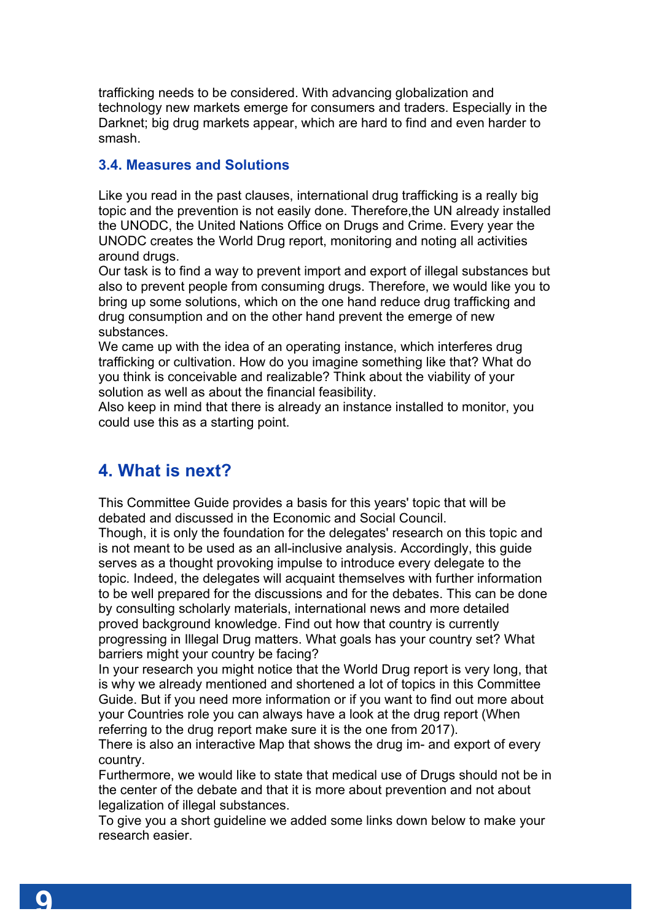trafficking needs to be considered. With advancing globalization and technology new markets emerge for consumers and traders. Especially in the Darknet; big drug markets appear, which are hard to find and even harder to smash.

### 3.4. Measures and Solutions

Like you read in the past clauses, international drug trafficking is a really big topic and the prevention is not easily done. Therefore,the UN already installed the UNODC, the United Nations Office on Drugs and Crime. Every year the UNODC creates the World Drug report, monitoring and noting all activities around drugs.
Our task is to find a way to prevent import and export of illegal substances but also to prevent people from consuming drugs. Therefore, we would like you to bring up some solutions, which on the one hand reduce drug trafficking and drug consumption and on the other hand prevent the emerge of new substances.
We came up with the idea of an operating instance, which interferes drug trafficking or cultivation. How do you imagine something like that? What do you think is conceivable and realizable? Think about the viability of your solution as well as about the financial feasibility.
Also keep in mind that there is already an instance installed to monitor, you could use this as a starting point.

## 4. What is next?

This Committee Guide provides a basis for this years' topic that will be debated and discussed in the Economic and Social Council.
Though, it is only the foundation for the delegates' research on this topic and is not meant to be used as an all-inclusive analysis. Accordingly, this guide serves as a thought provoking impulse to introduce every delegate to the topic. Indeed, the delegates will acquaint themselves with further information to be well prepared for the discussions and for the debates. This can be done by consulting scholarly materials, international news and more detailed proved background knowledge. Find out how that country is currently progressing in Illegal Drug matters. What goals has your country set? What barriers might your country be facing?
In your research you might notice that the World Drug report is very long, that is why we already mentioned and shortened a lot of topics in this Committee Guide. But if you need more information or if you want to find out more about your Countries role you can always have a look at the drug report (When referring to the drug report make sure it is the one from 2017).
There is also an interactive Map that shows the drug im- and export of every country.
Furthermore, we would like to state that medical use of Drugs should not be in the center of the debate and that it is more about prevention and not about legalization of illegal substances.
To give you a short guideline we added some links down below to make your research easier.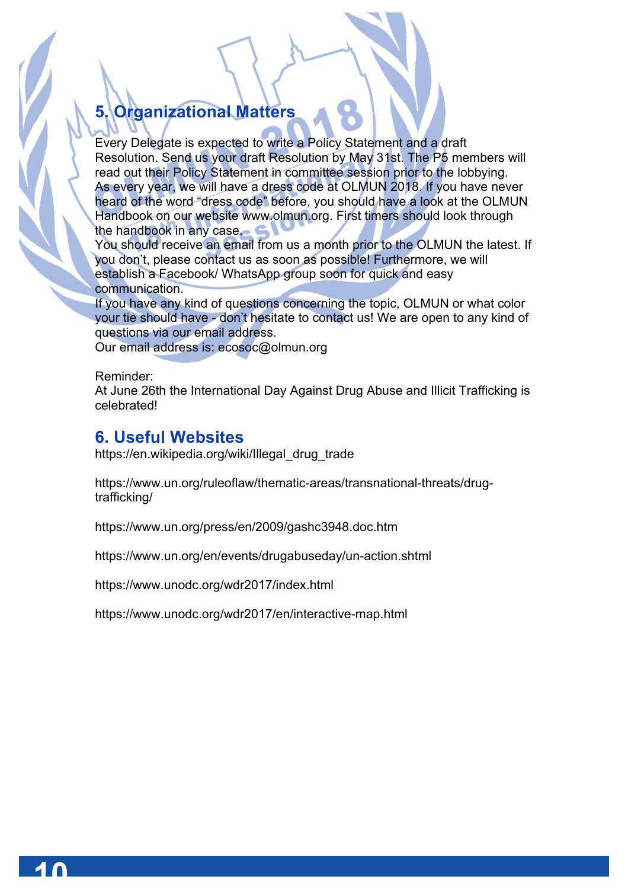## 5. Organizational Matters

Every Delegate is expected to write a Policy Statement and a draft Resolution. Send us your draft Resolution by May 31st. The P5 members will read out their Policy Statement in committee session prior to the lobbying. As every year, we will have a dress code at OLMUN 2018. If you have never heard of the word "dress code" before, you should have a look at the OLMUN Handbook on our website www.olmun.org. First timers should look through the handbook in any case.
You should receive an email from us a month prior to the OLMUN the latest. If you don't, please contact us as soon as possible! Furthermore, we will establish a Facebook/ WhatsApp group soon for quick and easy communication.
If you have any kind of questions concerning the topic, OLMUN or what color your tie should have - don't hesitate to contact us! We are open to any kind of questions via our email address.
Our email address is: ecosoc@olmun.org

Reminder:
At June 26th the International Day Against Drug Abuse and Illicit Trafficking is celebrated!

## 6. Useful Websites

https://en.wikipedia.org/wiki/Illegal_drug_trade

https://www.un.org/ruleoflaw/thematic-areas/transnational-threats/drug-trafficking/

https://www.un.org/press/en/2009/gashc3948.doc.htm

https://www.un.org/en/events/drugabuseday/un-action.shtml

https://www.unodc.org/wdr2017/index.html

https://www.unodc.org/wdr2017/en/interactive-map.html